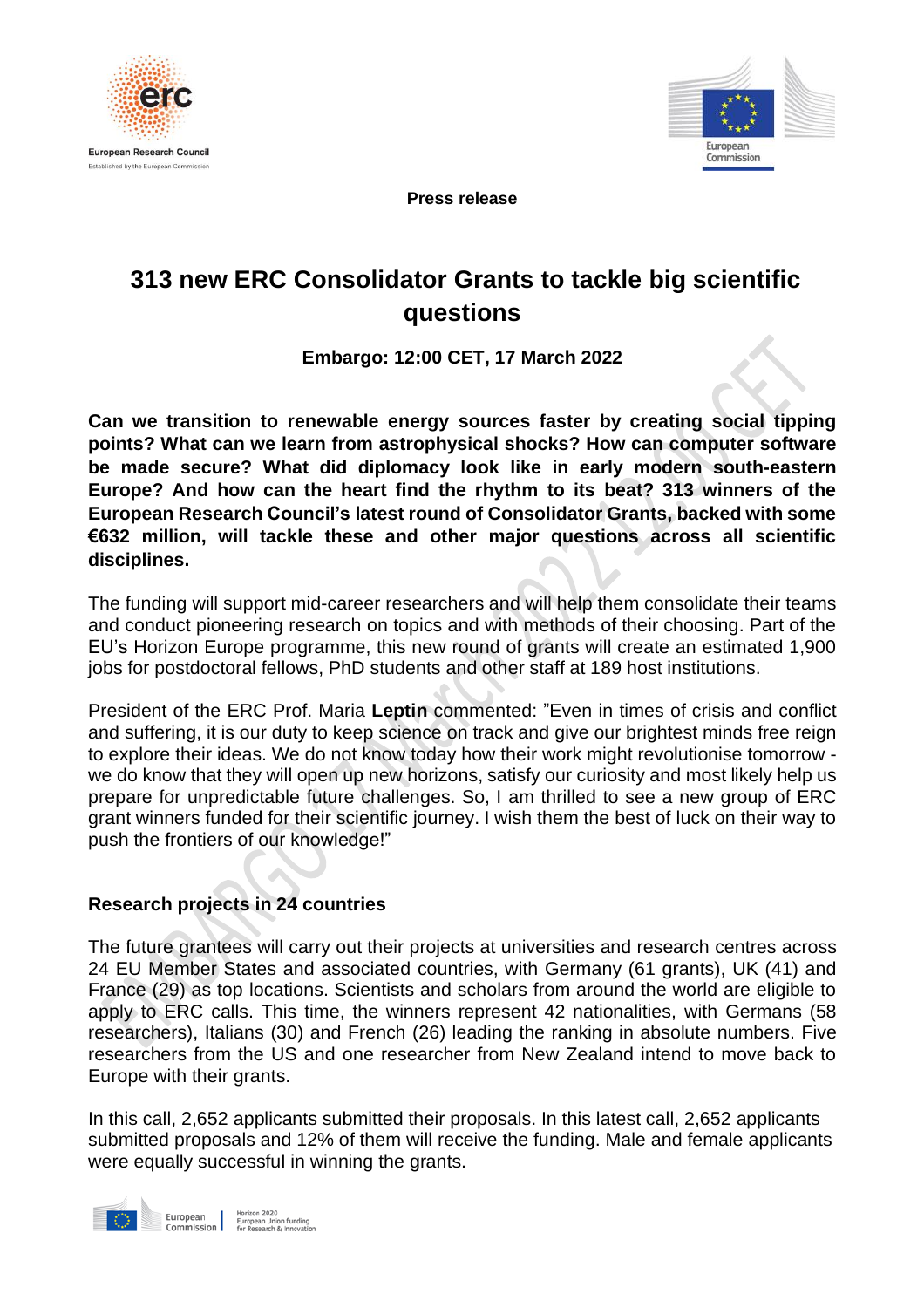Press release

# 313 new ERC Consolidator Grants to tackle big scientific questions

**Embargo: 12:00 CET, 17 March 2022**

**Can we transition to renewable energy sources faster by creating social tipping points? What can we learn from astrophysical shocks? How can computer software be made secure? What did diplomacy look like in early modern south-eastern Europe? And how can the heart find the rhythm to its beat? 313 winners of the European Research Council's latest round of Consolidator Grants, backed with some €632 million, will tackle these and other major questions across all scientific disciplines.**

The funding will support mid-career researchers and will help them consolidate their teams and conduct pioneering research on topics and with methods of their choosing. Part of the EU's Horizon Europe programme, this new round of grants will create an estimated 1,900 jobs for postdoctoral fellows, PhD students and other staff at 189 host institutions.

President of the ERC Prof. Maria **Leptin** commented: "Even in times of crisis and conflict and suffering, it is our duty to keep science on track and give our brightest minds free reign to explore their ideas. We do not know today how their work might revolutionise tomorrow - we do know that they will open up new horizons, satisfy our curiosity and most likely help us prepare for unpredictable future challenges. So, I am thrilled to see a new group of ERC grant winners funded for their scientific journey. I wish them the best of luck on their way to push the frontiers of our knowledge!"

## Research projects in 24 countries

The future grantees will carry out their projects at universities and research centres across 24 EU Member States and associated countries, with Germany (61 grants), UK (41) and France (29) as top locations. Scientists and scholars from around the world are eligible to apply to ERC calls. This time, the winners represent 42 nationalities, with Germans (58 researchers), Italians (30) and French (26) leading the ranking in absolute numbers. Five researchers from the US and one researcher from New Zealand intend to move back to Europe with their grants.

In this call, 2,652 applicants submitted their proposals. In this latest call, 2,652 applicants submitted proposals and 12% of them will receive the funding. Male and female applicants were equally successful in winning the grants.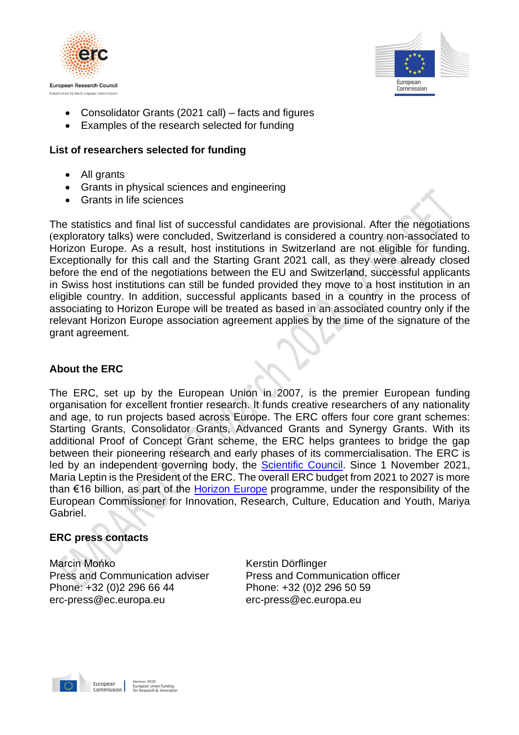- Consolidator Grants (2021 call) – facts and figures
- Examples of the research selected for funding

**List of researchers selected for funding**

- All grants
- Grants in physical sciences and engineering
- Grants in life sciences

The statistics and final list of successful candidates are provisional. After the negotiations (exploratory talks) were concluded, Switzerland is considered a country non-associated to Horizon Europe. As a result, host institutions in Switzerland are not eligible for funding. Exceptionally for this call and the Starting Grant 2021 call, as they were already closed before the end of the negotiations between the EU and Switzerland, successful applicants in Swiss host institutions can still be funded provided they move to a host institution in an eligible country. In addition, successful applicants based in a country in the process of associating to Horizon Europe will be treated as based in an associated country only if the relevant Horizon Europe association agreement applies by the time of the signature of the grant agreement.

**About the ERC**

The ERC, set up by the European Union in 2007, is the premier European funding organisation for excellent frontier research. It funds creative researchers of any nationality and age, to run projects based across Europe. The ERC offers four core grant schemes: Starting Grants, Consolidator Grants, Advanced Grants and Synergy Grants. With its additional Proof of Concept Grant scheme, the ERC helps grantees to bridge the gap between their pioneering research and early phases of its commercialisation. The ERC is led by an independent governing body, the Scientific Council. Since 1 November 2021, Maria Leptin is the President of the ERC. The overall ERC budget from 2021 to 2027 is more than €16 billion, as part of the Horizon Europe programme, under the responsibility of the European Commissioner for Innovation, Research, Culture, Education and Youth, Mariya Gabriel.

**ERC press contacts**

Marcin Mońko
Press and Communication adviser
Phone: +32 (0)2 296 66 44
erc-press@ec.europa.eu

Kerstin Dörflinger
Press and Communication officer
Phone: +32 (0)2 296 50 59
erc-press@ec.europa.eu